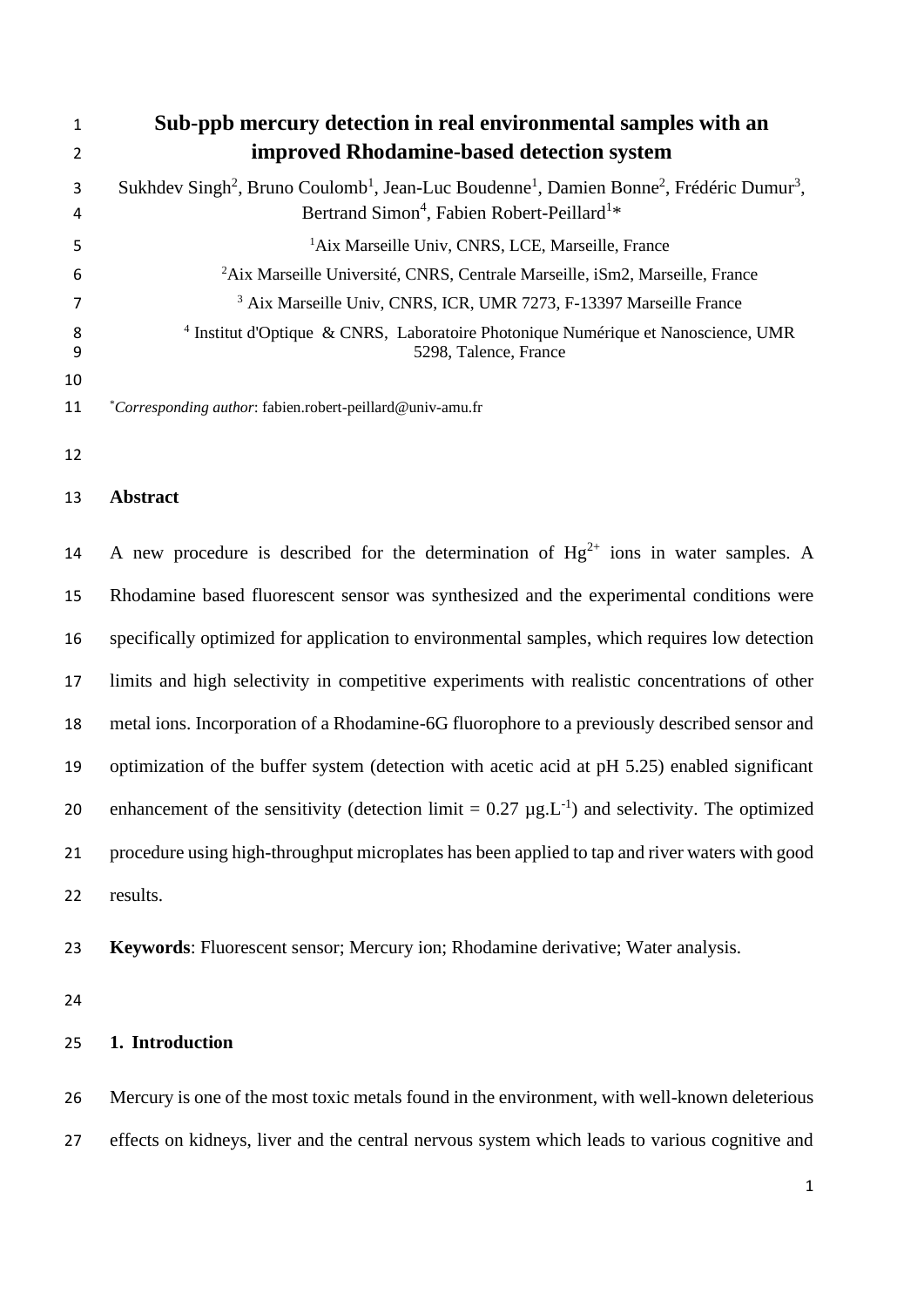# Sub-ppb mercury detection in real environmental samples with an improved Rhodamine-based detection system

Sukhdev Singh[2], Bruno Coulomb[1], Jean-Luc Boudenne[1], Damien Bonne[2], Frédéric Dumur[3], Bertrand Simon[4], Fabien Robert-Peillard[1]*

[1]Aix Marseille Univ, CNRS, LCE, Marseille, France

[2]Aix Marseille Université, CNRS, Centrale Marseille, iSm2, Marseille, France

[3] Aix Marseille Univ, CNRS, ICR, UMR 7273, F-13397 Marseille France

[4] Institut d'Optique & CNRS, Laboratoire Photonique Numérique et Nanoscience, UMR 5298, Talence, France

*Corresponding author: fabien.robert-peillard@univ-amu.fr

## Abstract

A new procedure is described for the determination of $Hg^{2+}$ ions in water samples. A Rhodamine based fluorescent sensor was synthesized and the experimental conditions were specifically optimized for application to environmental samples, which requires low detection limits and high selectivity in competitive experiments with realistic concentrations of other metal ions. Incorporation of a Rhodamine-6G fluorophore to a previously described sensor and optimization of the buffer system (detection with acetic acid at pH 5.25) enabled significant enhancement of the sensitivity (detection limit = 0.27 µg.L$^{-1}$) and selectivity. The optimized procedure using high-throughput microplates has been applied to tap and river waters with good results.

**Keywords**: Fluorescent sensor; Mercury ion; Rhodamine derivative; Water analysis.

## 1. Introduction

Mercury is one of the most toxic metals found in the environment, with well-known deleterious effects on kidneys, liver and the central nervous system which leads to various cognitive and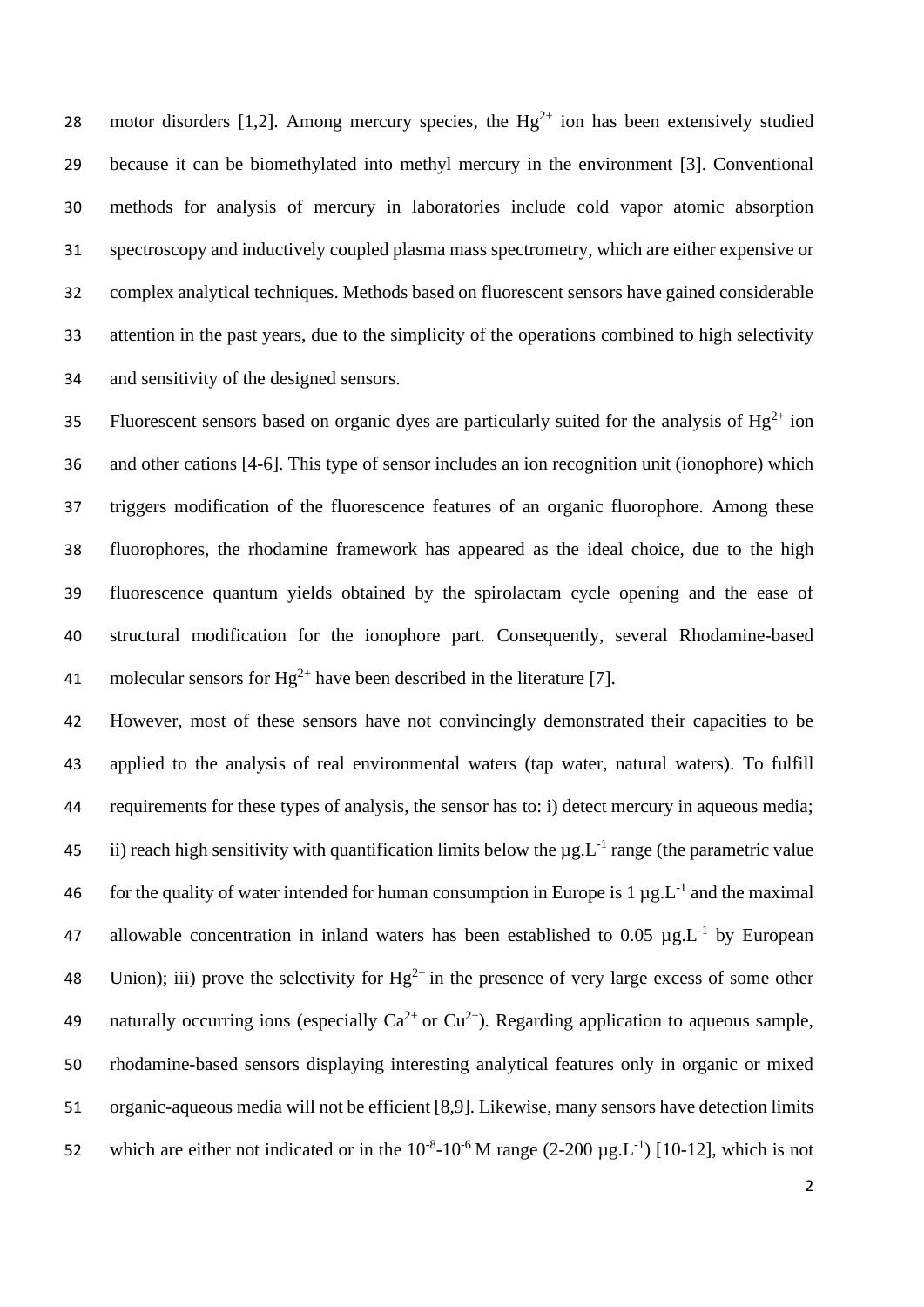motor disorders [1,2]. Among mercury species, the $Hg^{2+}$ ion has been extensively studied because it can be biomethylated into methyl mercury in the environment [3]. Conventional methods for analysis of mercury in laboratories include cold vapor atomic absorption spectroscopy and inductively coupled plasma mass spectrometry, which are either expensive or complex analytical techniques. Methods based on fluorescent sensors have gained considerable attention in the past years, due to the simplicity of the operations combined to high selectivity and sensitivity of the designed sensors.

Fluorescent sensors based on organic dyes are particularly suited for the analysis of $Hg^{2+}$ ion and other cations [4-6]. This type of sensor includes an ion recognition unit (ionophore) which triggers modification of the fluorescence features of an organic fluorophore. Among these fluorophores, the rhodamine framework has appeared as the ideal choice, due to the high fluorescence quantum yields obtained by the spirolactam cycle opening and the ease of structural modification for the ionophore part. Consequently, several Rhodamine-based molecular sensors for $Hg^{2+}$ have been described in the literature [7].

However, most of these sensors have not convincingly demonstrated their capacities to be applied to the analysis of real environmental waters (tap water, natural waters). To fulfill requirements for these types of analysis, the sensor has to: i) detect mercury in aqueous media; ii) reach high sensitivity with quantification limits below the $\mu g.L^{-1}$ range (the parametric value for the quality of water intended for human consumption in Europe is 1 $\mu g.L^{-1}$ and the maximal allowable concentration in inland waters has been established to 0.05 $\mu g.L^{-1}$ by European Union); iii) prove the selectivity for $Hg^{2+}$ in the presence of very large excess of some other naturally occurring ions (especially $Ca^{2+}$ or $Cu^{2+}$). Regarding application to aqueous sample, rhodamine-based sensors displaying interesting analytical features only in organic or mixed organic-aqueous media will not be efficient [8,9]. Likewise, many sensors have detection limits which are either not indicated or in the $10^{-8}$-$10^{-6}$ M range (2-200 $\mu g.L^{-1}$) [10-12], which is not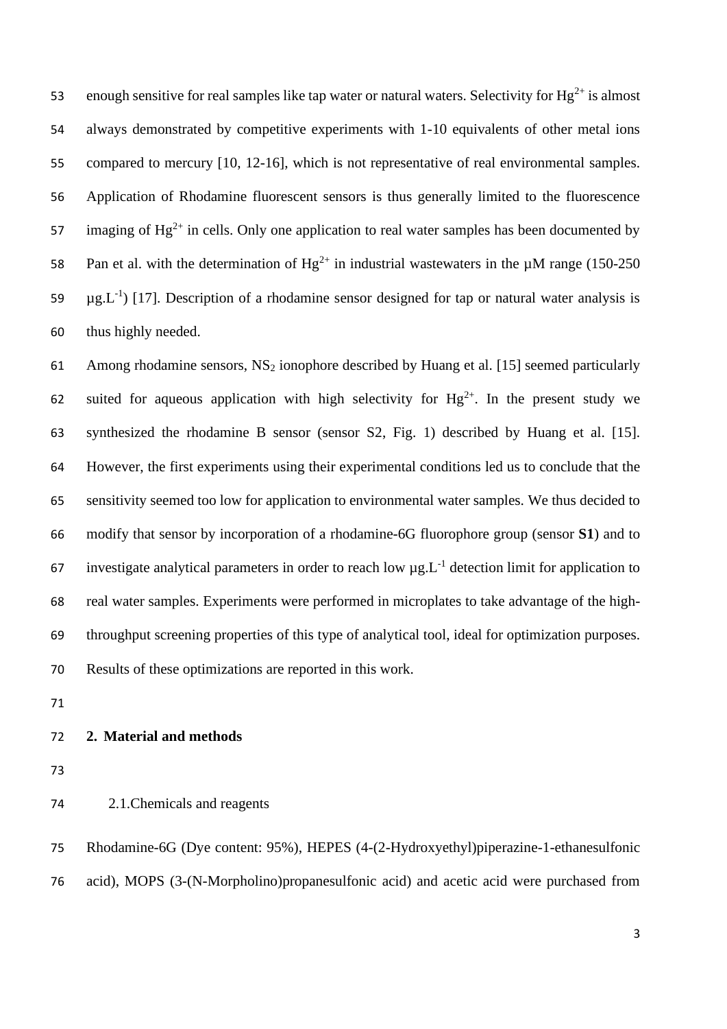enough sensitive for real samples like tap water or natural waters. Selectivity for $Hg^{2+}$ is almost always demonstrated by competitive experiments with 1-10 equivalents of other metal ions compared to mercury [10, 12-16], which is not representative of real environmental samples. Application of Rhodamine fluorescent sensors is thus generally limited to the fluorescence imaging of $Hg^{2+}$ in cells. Only one application to real water samples has been documented by Pan et al. with the determination of $Hg^{2+}$ in industrial wastewaters in the µM range (150-250 $\mu g.L^{-1}$) [17]. Description of a rhodamine sensor designed for tap or natural water analysis is thus highly needed.

Among rhodamine sensors, $NS_2$ ionophore described by Huang et al. [15] seemed particularly suited for aqueous application with high selectivity for $Hg^{2+}$. In the present study we synthesized the rhodamine B sensor (sensor S2, Fig. 1) described by Huang et al. [15]. However, the first experiments using their experimental conditions led us to conclude that the sensitivity seemed too low for application to environmental water samples. We thus decided to modify that sensor by incorporation of a rhodamine-6G fluorophore group (sensor **S1**) and to investigate analytical parameters in order to reach low $\mu g.L^{-1}$ detection limit for application to real water samples. Experiments were performed in microplates to take advantage of the high-throughput screening properties of this type of analytical tool, ideal for optimization purposes. Results of these optimizations are reported in this work.

## 2. Material and methods

### 2.1. Chemicals and reagents

Rhodamine-6G (Dye content: 95%), HEPES (4-(2-Hydroxyethyl)piperazine-1-ethanesulfonic acid), MOPS (3-(N-Morpholino)propanesulfonic acid) and acetic acid were purchased from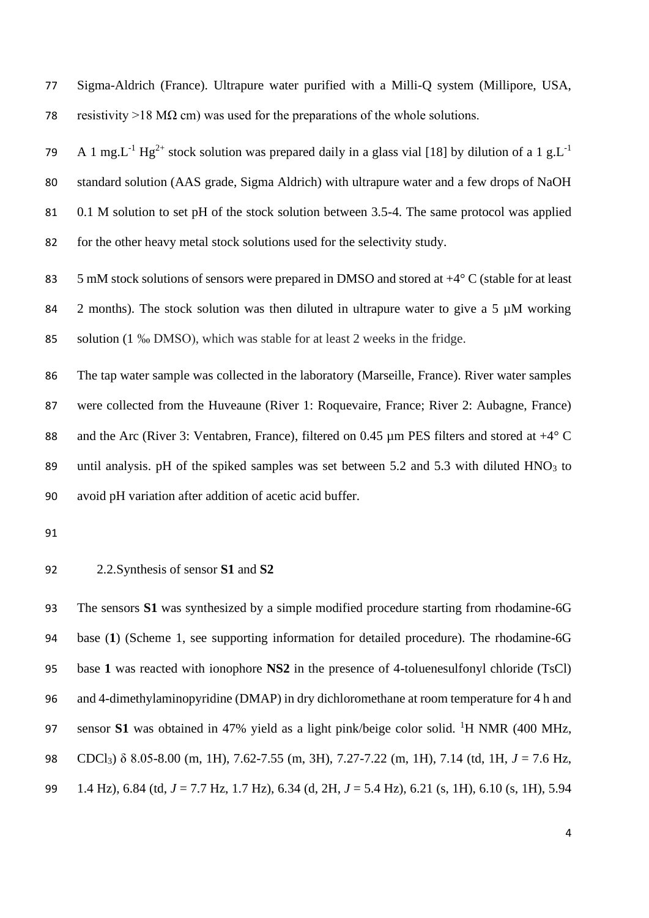Sigma-Aldrich (France). Ultrapure water purified with a Milli-Q system (Millipore, USA, resistivity >18 MΩ cm) was used for the preparations of the whole solutions.

A 1 mg.L$^{-1}$ $Hg^{2+}$ stock solution was prepared daily in a glass vial [18] by dilution of a 1 g.L$^{-1}$ standard solution (AAS grade, Sigma Aldrich) with ultrapure water and a few drops of NaOH 0.1 M solution to set pH of the stock solution between 3.5-4. The same protocol was applied for the other heavy metal stock solutions used for the selectivity study.

5 mM stock solutions of sensors were prepared in DMSO and stored at +4° C (stable for at least 2 months). The stock solution was then diluted in ultrapure water to give a 5 µM working solution (1 ‰ DMSO), which was stable for at least 2 weeks in the fridge.

The tap water sample was collected in the laboratory (Marseille, France). River water samples were collected from the Huveaune (River 1: Roquevaire, France; River 2: Aubagne, France) and the Arc (River 3: Ventabren, France), filtered on 0.45 µm PES filters and stored at +4° C until analysis. pH of the spiked samples was set between 5.2 and 5.3 with diluted $HNO_3$ to avoid pH variation after addition of acetic acid buffer.

## 2.2. Synthesis of sensor **S1** and **S2**

The sensors **S1** was synthesized by a simple modified procedure starting from rhodamine-6G base (**1**) (Scheme 1, see supporting information for detailed procedure). The rhodamine-6G base **1** was reacted with ionophore **NS2** in the presence of 4-toluenesulfonyl chloride (TsCl) and 4-dimethylaminopyridine (DMAP) in dry dichloromethane at room temperature for 4 h and sensor **S1** was obtained in 47% yield as a light pink/beige color solid. $^{1}H$ NMR (400 MHz, $CDCl_3$) δ 8.05-8.00 (m, 1H), 7.62-7.55 (m, 3H), 7.27-7.22 (m, 1H), 7.14 (td, 1H, *J* = 7.6 Hz, 1.4 Hz), 6.84 (td, *J* = 7.7 Hz, 1.7 Hz), 6.34 (d, 2H, *J* = 5.4 Hz), 6.21 (s, 1H), 6.10 (s, 1H), 5.94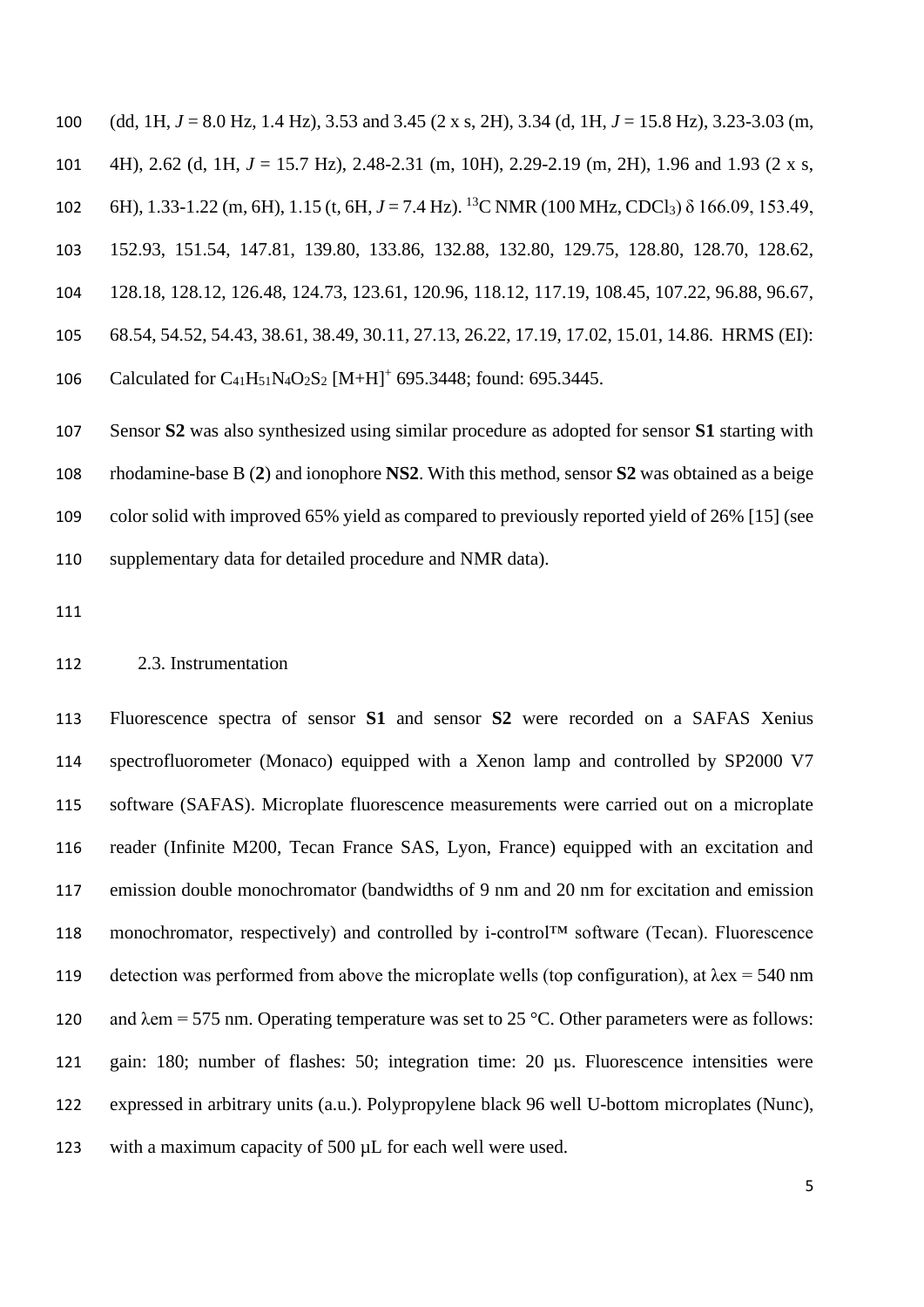(dd, 1H, *J* = 8.0 Hz, 1.4 Hz), 3.53 and 3.45 (2 x s, 2H), 3.34 (d, 1H, *J* = 15.8 Hz), 3.23-3.03 (m, 4H), 2.62 (d, 1H, *J* = 15.7 Hz), 2.48-2.31 (m, 10H), 2.29-2.19 (m, 2H), 1.96 and 1.93 (2 x s, 6H), 1.33-1.22 (m, 6H), 1.15 (t, 6H, *J* = 7.4 Hz). $^{13}$C NMR (100 MHz, $CDCl_3$) δ 166.09, 153.49, 152.93, 151.54, 147.81, 139.80, 133.86, 132.88, 132.80, 129.75, 128.80, 128.70, 128.62, 128.18, 128.12, 126.48, 124.73, 123.61, 120.96, 118.12, 117.19, 108.45, 107.22, 96.88, 96.67, 68.54, 54.52, 54.43, 38.61, 38.49, 30.11, 27.13, 26.22, 17.19, 17.02, 15.01, 14.86. HRMS (EI): Calculated for $C_{41}H_{51}N_4O_2S_2$ $[M+H]^+$ 695.3448; found: 695.3445.

Sensor **S2** was also synthesized using similar procedure as adopted for sensor **S1** starting with rhodamine-base B (**2**) and ionophore **NS2**. With this method, sensor **S2** was obtained as a beige color solid with improved 65% yield as compared to previously reported yield of 26% [15] (see supplementary data for detailed procedure and NMR data).

### 2.3. Instrumentation

Fluorescence spectra of sensor **S1** and sensor **S2** were recorded on a SAFAS Xenius spectrofluorometer (Monaco) equipped with a Xenon lamp and controlled by SP2000 V7 software (SAFAS). Microplate fluorescence measurements were carried out on a microplate reader (Infinite M200, Tecan France SAS, Lyon, France) equipped with an excitation and emission double monochromator (bandwidths of 9 nm and 20 nm for excitation and emission monochromator, respectively) and controlled by i-control™ software (Tecan). Fluorescence detection was performed from above the microplate wells (top configuration), at λex = 540 nm and λem = 575 nm. Operating temperature was set to 25 °C. Other parameters were as follows: gain: 180; number of flashes: 50; integration time: 20 µs. Fluorescence intensities were expressed in arbitrary units (a.u.). Polypropylene black 96 well U-bottom microplates (Nunc), with a maximum capacity of 500 µL for each well were used.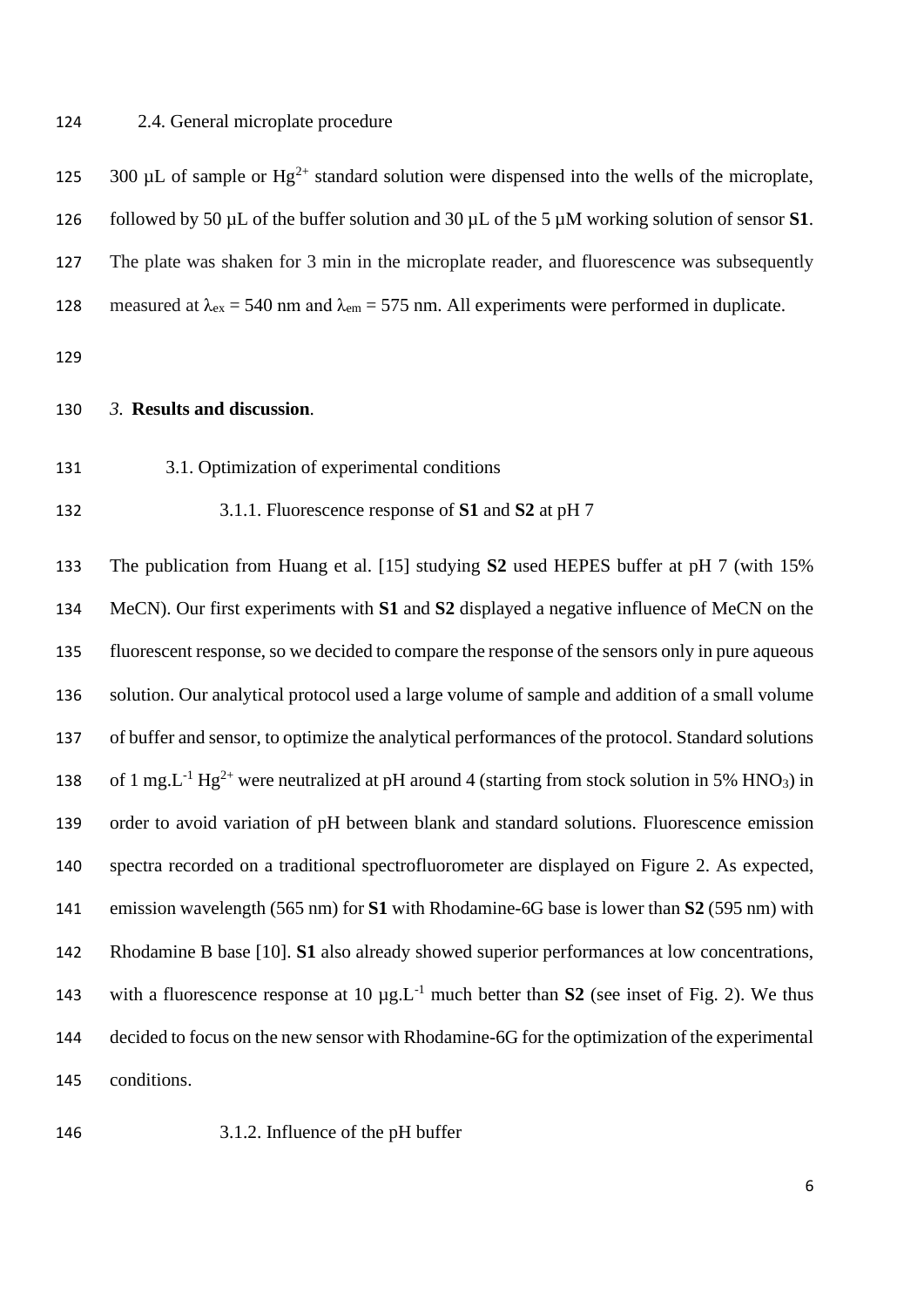### 2.4. General microplate procedure

300 µL of sample or $Hg^{2+}$ standard solution were dispensed into the wells of the microplate, followed by 50 µL of the buffer solution and 30 µL of the 5 µM working solution of sensor **S1**. The plate was shaken for 3 min in the microplate reader, and fluorescence was subsequently measured at $\lambda_{ex}$ = 540 nm and $\lambda_{em}$ = 575 nm. All experiments were performed in duplicate.

## *3.* **Results and discussion**.

### 3.1. Optimization of experimental conditions

#### 3.1.1. Fluorescence response of **S1** and **S2** at pH 7

The publication from Huang et al. [15] studying **S2** used HEPES buffer at pH 7 (with 15% MeCN). Our first experiments with **S1** and **S2** displayed a negative influence of MeCN on the fluorescent response, so we decided to compare the response of the sensors only in pure aqueous solution. Our analytical protocol used a large volume of sample and addition of a small volume of buffer and sensor, to optimize the analytical performances of the protocol. Standard solutions of 1 mg.L$^{-1}$ $Hg^{2+}$ were neutralized at pH around 4 (starting from stock solution in 5% $HNO_3$) in order to avoid variation of pH between blank and standard solutions. Fluorescence emission spectra recorded on a traditional spectrofluorometer are displayed on Figure 2. As expected, emission wavelength (565 nm) for **S1** with Rhodamine-6G base is lower than **S2** (595 nm) with Rhodamine B base [10]. **S1** also already showed superior performances at low concentrations, with a fluorescence response at 10 µg.L$^{-1}$ much better than **S2** (see inset of Fig. 2). We thus decided to focus on the new sensor with Rhodamine-6G for the optimization of the experimental conditions.

#### 3.1.2. Influence of the pH buffer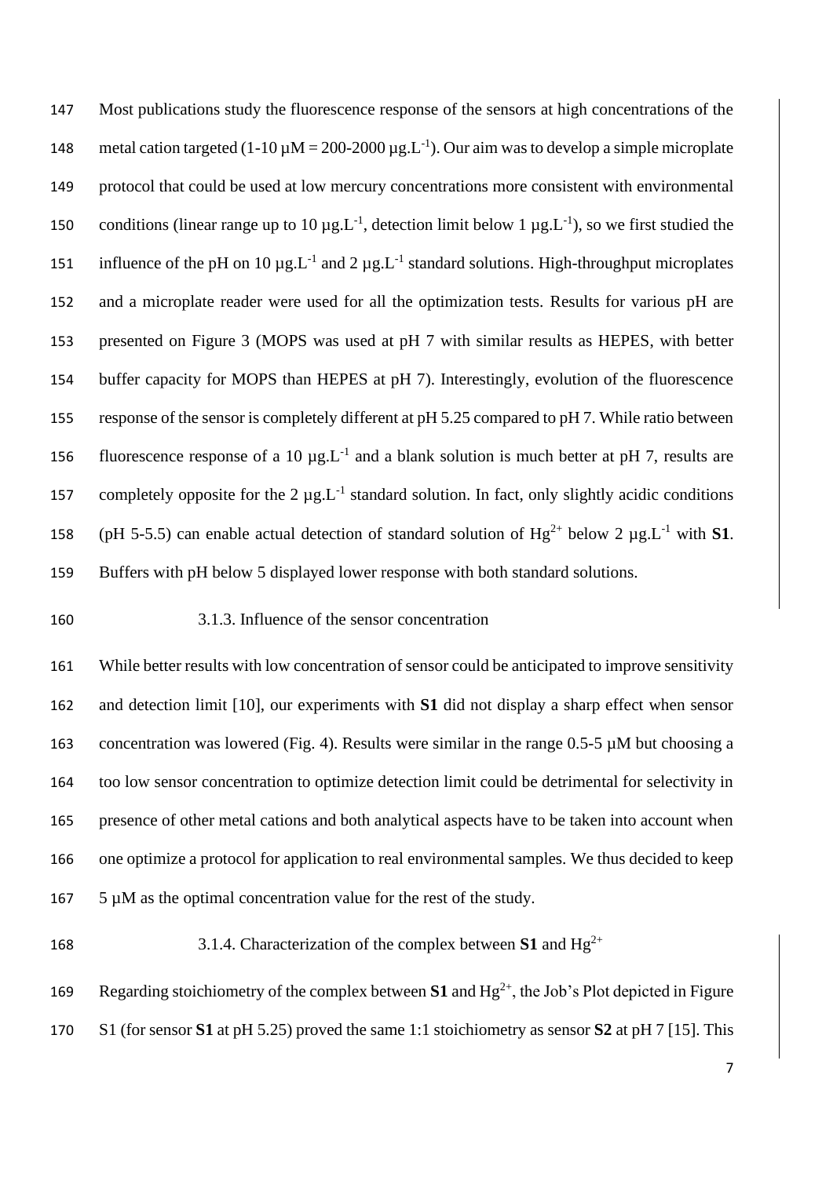Most publications study the fluorescence response of the sensors at high concentrations of the metal cation targeted (1-10 µM = 200-2000 µg.$L^{-1}$). Our aim was to develop a simple microplate protocol that could be used at low mercury concentrations more consistent with environmental conditions (linear range up to 10 µg.$L^{-1}$, detection limit below 1 µg.$L^{-1}$), so we first studied the influence of the pH on 10 µg.$L^{-1}$ and 2 µg.$L^{-1}$ standard solutions. High-throughput microplates and a microplate reader were used for all the optimization tests. Results for various pH are presented on Figure 3 (MOPS was used at pH 7 with similar results as HEPES, with better buffer capacity for MOPS than HEPES at pH 7). Interestingly, evolution of the fluorescence response of the sensor is completely different at pH 5.25 compared to pH 7. While ratio between fluorescence response of a 10 µg.$L^{-1}$ and a blank solution is much better at pH 7, results are completely opposite for the 2 µg.$L^{-1}$ standard solution. In fact, only slightly acidic conditions (pH 5-5.5) can enable actual detection of standard solution of $Hg^{2+}$ below 2 µg.$L^{-1}$ with **S1**. Buffers with pH below 5 displayed lower response with both standard solutions.

### 3.1.3. Influence of the sensor concentration

While better results with low concentration of sensor could be anticipated to improve sensitivity and detection limit [10], our experiments with **S1** did not display a sharp effect when sensor concentration was lowered (Fig. 4). Results were similar in the range 0.5-5 µM but choosing a too low sensor concentration to optimize detection limit could be detrimental for selectivity in presence of other metal cations and both analytical aspects have to be taken into account when one optimize a protocol for application to real environmental samples. We thus decided to keep 5 µM as the optimal concentration value for the rest of the study.

### 3.1.4. Characterization of the complex between **S1** and $Hg^{2+}$

Regarding stoichiometry of the complex between **S1** and $Hg^{2+}$, the Job's Plot depicted in Figure S1 (for sensor **S1** at pH 5.25) proved the same 1:1 stoichiometry as sensor **S2** at pH 7 [15]. This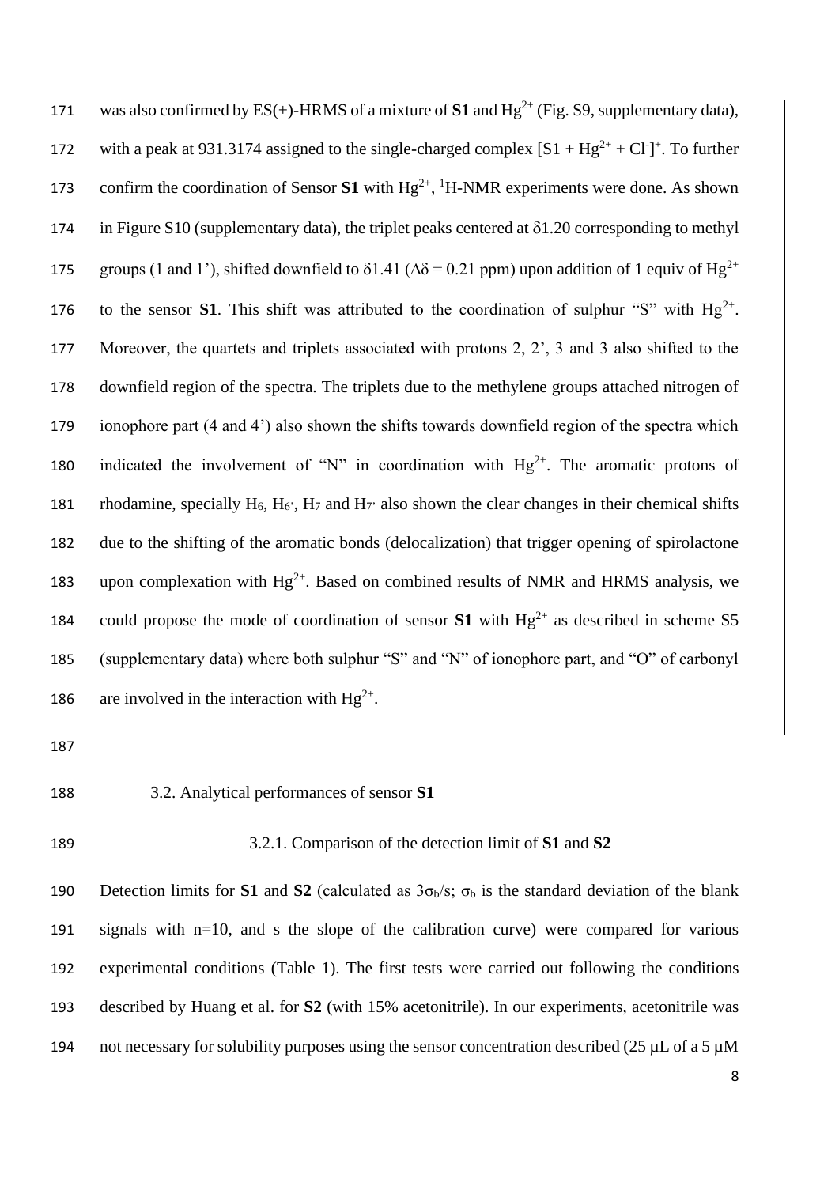was also confirmed by ES(+)-HRMS of a mixture of **S1** and $Hg^{2+}$ (Fig. S9, supplementary data), with a peak at 931.3174 assigned to the single-charged complex $[S1 + Hg^{2+} + Cl^{-}]^{+}$. To further confirm the coordination of Sensor **S1** with $Hg^{2+}$, $^{1}H$-NMR experiments were done. As shown in Figure S10 (supplementary data), the triplet peaks centered at $\delta$1.20 corresponding to methyl groups (1 and 1'), shifted downfield to $\delta$1.41 ($\Delta\delta = 0.21$ ppm) upon addition of 1 equiv of $Hg^{2+}$ to the sensor **S1**. This shift was attributed to the coordination of sulphur "S" with $Hg^{2+}$. Moreover, the quartets and triplets associated with protons 2, 2', 3 and 3 also shifted to the downfield region of the spectra. The triplets due to the methylene groups attached nitrogen of ionophore part (4 and 4') also shown the shifts towards downfield region of the spectra which indicated the involvement of "N" in coordination with $Hg^{2+}$. The aromatic protons of rhodamine, specially $H_6$, $H_{6'}$, $H_7$ and $H_{7'}$ also shown the clear changes in their chemical shifts due to the shifting of the aromatic bonds (delocalization) that trigger opening of spirolactone upon complexation with $Hg^{2+}$. Based on combined results of NMR and HRMS analysis, we could propose the mode of coordination of sensor **S1** with $Hg^{2+}$ as described in scheme S5 (supplementary data) where both sulphur "S" and "N" of ionophore part, and "O" of carbonyl are involved in the interaction with $Hg^{2+}$.

## 3.2. Analytical performances of sensor **S1**

### 3.2.1. Comparison of the detection limit of **S1** and **S2**

Detection limits for **S1** and **S2** (calculated as $3\sigma_b/s$; $\sigma_b$ is the standard deviation of the blank signals with n=10, and s the slope of the calibration curve) were compared for various experimental conditions (Table 1). The first tests were carried out following the conditions described by Huang et al. for **S2** (with 15% acetonitrile). In our experiments, acetonitrile was not necessary for solubility purposes using the sensor concentration described (25 µL of a 5 µM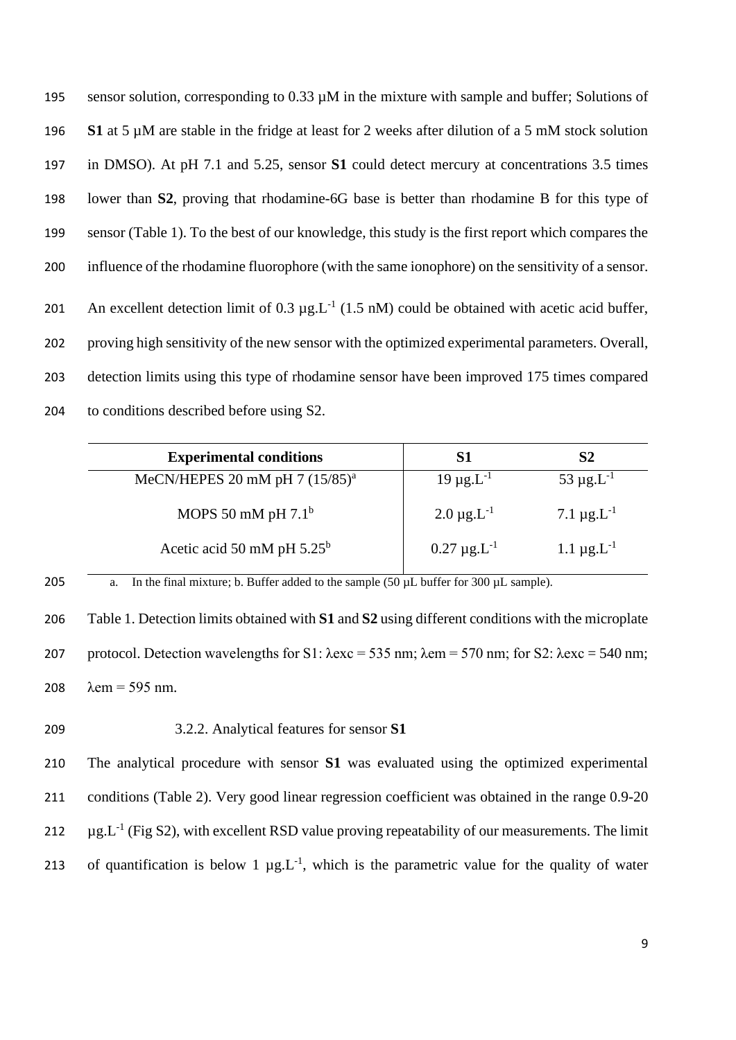sensor solution, corresponding to 0.33 µM in the mixture with sample and buffer; Solutions of **S1** at 5 µM are stable in the fridge at least for 2 weeks after dilution of a 5 mM stock solution in DMSO). At pH 7.1 and 5.25, sensor **S1** could detect mercury at concentrations 3.5 times lower than **S2**, proving that rhodamine-6G base is better than rhodamine B for this type of sensor (Table 1). To the best of our knowledge, this study is the first report which compares the influence of the rhodamine fluorophore (with the same ionophore) on the sensitivity of a sensor. An excellent detection limit of 0.3 $\mu g.L^{-1}$ (1.5 nM) could be obtained with acetic acid buffer, proving high sensitivity of the new sensor with the optimized experimental parameters. Overall, detection limits using this type of rhodamine sensor have been improved 175 times compared to conditions described before using S2.

| **Experimental conditions** | **S1** | **S2** |
|---|---|---|
| MeCN/HEPES 20 mM pH 7 (15/85)[a] | 19 $\mu g.L^{-1}$ | 53 $\mu g.L^{-1}$ |
| MOPS 50 mM pH 7.1[b] | 2.0 $\mu g.L^{-1}$ | 7.1 $\mu g.L^{-1}$ |
| Acetic acid 50 mM pH 5.25[b] | 0.27 $\mu g.L^{-1}$ | 1.1 $\mu g.L^{-1}$ |

a. In the final mixture; b. Buffer added to the sample (50 µL buffer for 300 µL sample).

Table 1. Detection limits obtained with **S1** and **S2** using different conditions with the microplate protocol. Detection wavelengths for S1: λexc = 535 nm; λem = 570 nm; for S2: λexc = 540 nm; λem = 595 nm.

### 3.2.2. Analytical features for sensor **S1**

The analytical procedure with sensor **S1** was evaluated using the optimized experimental conditions (Table 2). Very good linear regression coefficient was obtained in the range 0.9-20 $\mu g.L^{-1}$ (Fig S2), with excellent RSD value proving repeatability of our measurements. The limit of quantification is below 1 $\mu g.L^{-1}$, which is the parametric value for the quality of water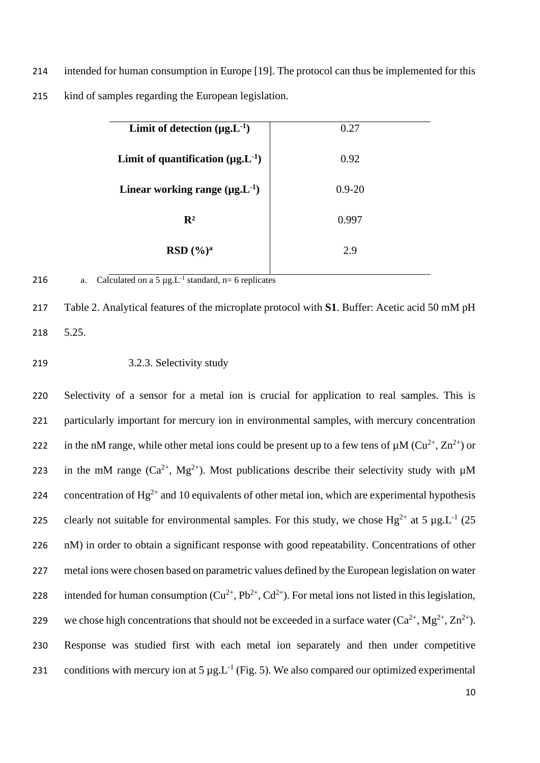intended for human consumption in Europe [19]. The protocol can thus be implemented for this kind of samples regarding the European legislation.

| | |
|---|---|
| **Limit of detection ($\mu g.L^{-1}$)** | 0.27 |
| **Limit of quantification ($\mu g.L^{-1}$)** | 0.92 |
| **Linear working range ($\mu g.L^{-1}$)** | 0.9-20 |
| **$R^2$** | 0.997 |
| **RSD (%)[a]** | 2.9 |

a. Calculated on a 5 $\mu g.L^{-1}$ standard, n= 6 replicates

Table 2. Analytical features of the microplate protocol with **S1**. Buffer: Acetic acid 50 mM pH 5.25.

### 3.2.3. Selectivity study

Selectivity of a sensor for a metal ion is crucial for application to real samples. This is particularly important for mercury ion in environmental samples, with mercury concentration in the nM range, while other metal ions could be present up to a few tens of µM ($Cu^{2+}$, $Zn^{2+}$) or in the mM range ($Ca^{2+}$, $Mg^{2+}$). Most publications describe their selectivity study with µM concentration of $Hg^{2+}$ and 10 equivalents of other metal ion, which are experimental hypothesis clearly not suitable for environmental samples. For this study, we chose $Hg^{2+}$ at 5 $\mu g.L^{-1}$ (25 nM) in order to obtain a significant response with good repeatability. Concentrations of other metal ions were chosen based on parametric values defined by the European legislation on water intended for human consumption ($Cu^{2+}$, $Pb^{2+}$, $Cd^{2+}$). For metal ions not listed in this legislation, we chose high concentrations that should not be exceeded in a surface water ($Ca^{2+}$, $Mg^{2+}$, $Zn^{2+}$). Response was studied first with each metal ion separately and then under competitive conditions with mercury ion at 5 $\mu g.L^{-1}$ (Fig. 5). We also compared our optimized experimental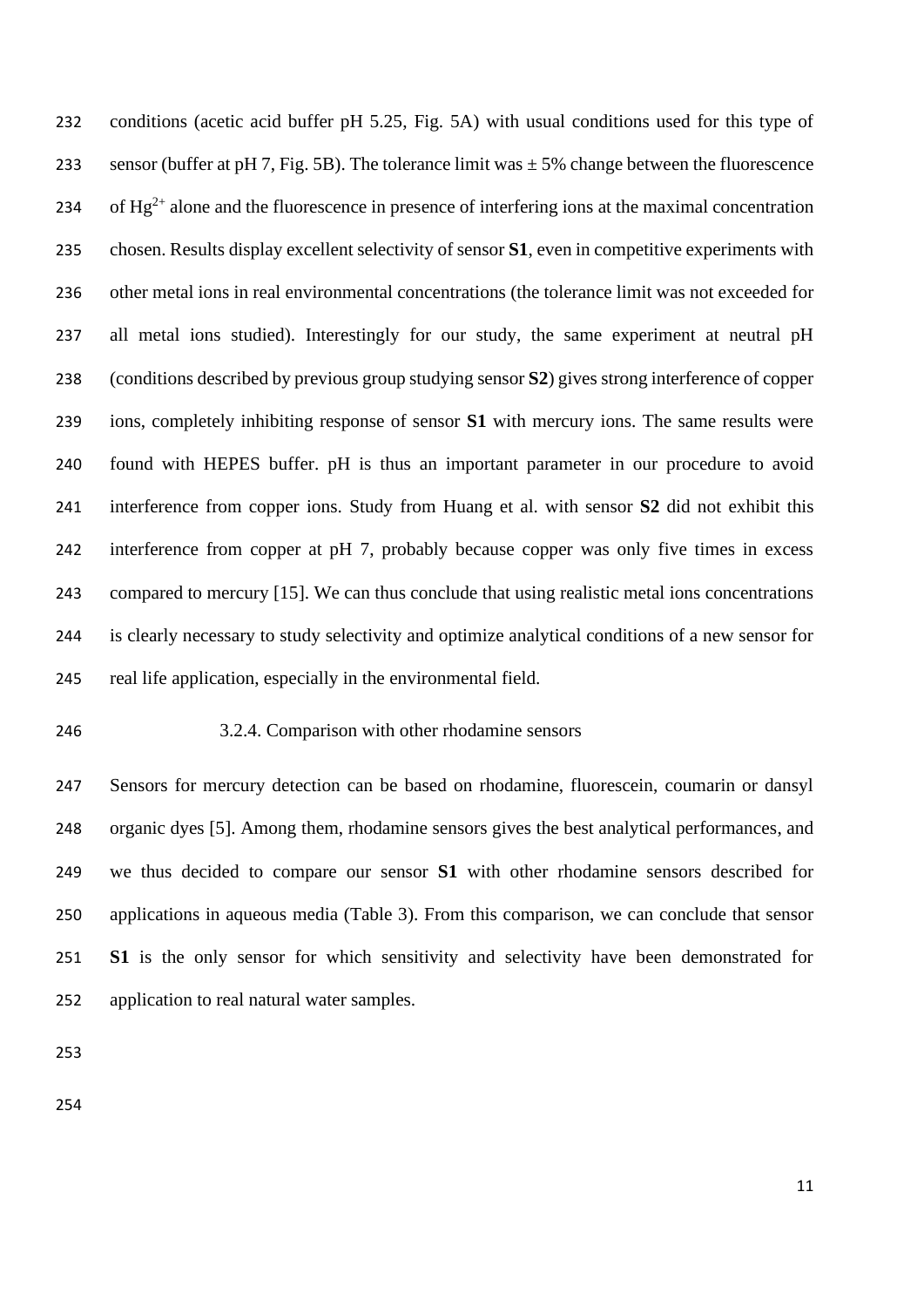conditions (acetic acid buffer pH 5.25, Fig. 5A) with usual conditions used for this type of sensor (buffer at pH 7, Fig. 5B). The tolerance limit was ± 5% change between the fluorescence of $Hg^{2+}$ alone and the fluorescence in presence of interfering ions at the maximal concentration chosen. Results display excellent selectivity of sensor **S1**, even in competitive experiments with other metal ions in real environmental concentrations (the tolerance limit was not exceeded for all metal ions studied). Interestingly for our study, the same experiment at neutral pH (conditions described by previous group studying sensor **S2**) gives strong interference of copper ions, completely inhibiting response of sensor **S1** with mercury ions. The same results were found with HEPES buffer. pH is thus an important parameter in our procedure to avoid interference from copper ions. Study from Huang et al. with sensor **S2** did not exhibit this interference from copper at pH 7, probably because copper was only five times in excess compared to mercury [15]. We can thus conclude that using realistic metal ions concentrations is clearly necessary to study selectivity and optimize analytical conditions of a new sensor for real life application, especially in the environmental field.

#### 3.2.4. Comparison with other rhodamine sensors

Sensors for mercury detection can be based on rhodamine, fluorescein, coumarin or dansyl organic dyes [5]. Among them, rhodamine sensors gives the best analytical performances, and we thus decided to compare our sensor **S1** with other rhodamine sensors described for applications in aqueous media (Table 3). From this comparison, we can conclude that sensor **S1** is the only sensor for which sensitivity and selectivity have been demonstrated for application to real natural water samples.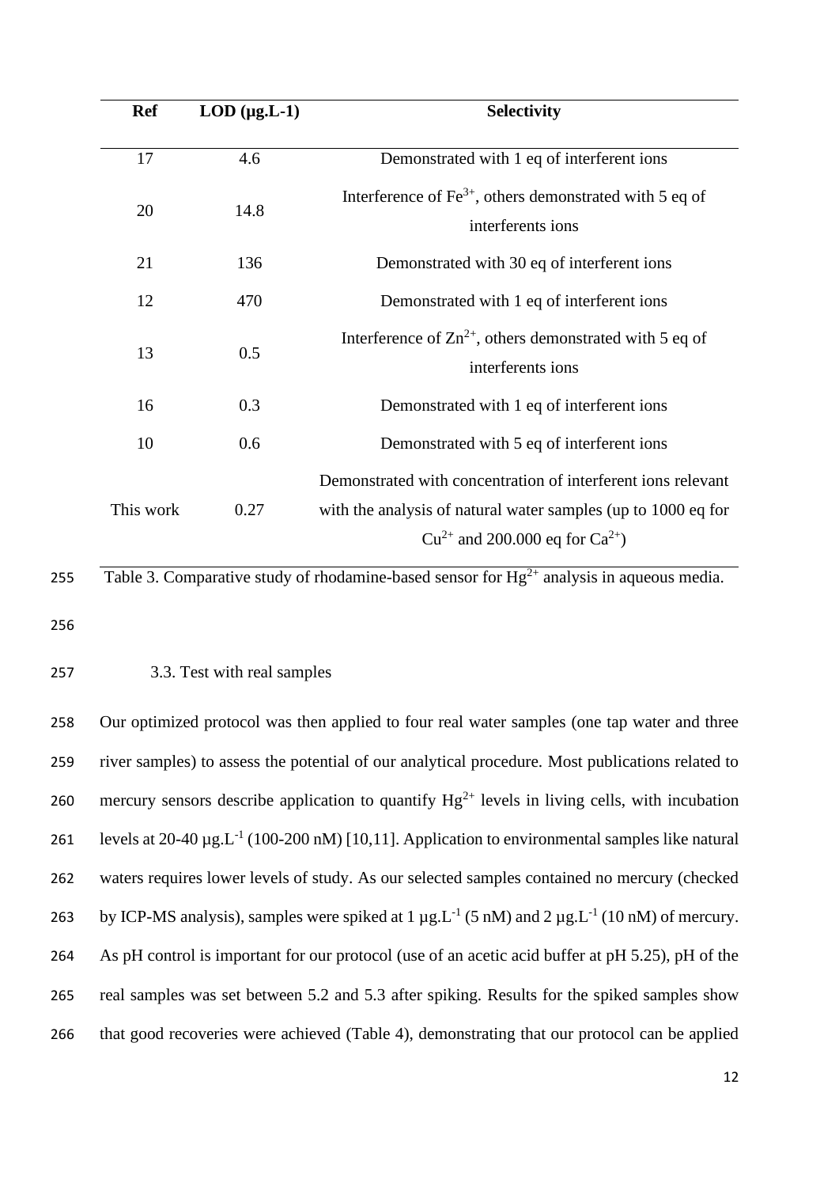| Ref | LOD (µg.L-1) | Selectivity |
|---|---|---|
| 17 | 4.6 | Demonstrated with 1 eq of interferent ions |
| 20 | 14.8 | Interference of $Fe^{3+}$, others demonstrated with 5 eq of interferents ions |
| 21 | 136 | Demonstrated with 30 eq of interferent ions |
| 12 | 470 | Demonstrated with 1 eq of interferent ions |
| 13 | 0.5 | Interference of $Zn^{2+}$, others demonstrated with 5 eq of interferents ions |
| 16 | 0.3 | Demonstrated with 1 eq of interferent ions |
| 10 | 0.6 | Demonstrated with 5 eq of interferent ions |
| This work | 0.27 | Demonstrated with concentration of interferent ions relevant with the analysis of natural water samples (up to 1000 eq for $Cu^{2+}$ and 200.000 eq for $Ca^{2+}$) |

Table 3. Comparative study of rhodamine-based sensor for $Hg^{2+}$ analysis in aqueous media.

### 3.3. Test with real samples

Our optimized protocol was then applied to four real water samples (one tap water and three river samples) to assess the potential of our analytical procedure. Most publications related to mercury sensors describe application to quantify $Hg^{2+}$ levels in living cells, with incubation levels at 20-40 µg.L$^{-1}$ (100-200 nM) [10,11]. Application to environmental samples like natural waters requires lower levels of study. As our selected samples contained no mercury (checked by ICP-MS analysis), samples were spiked at 1 µg.L$^{-1}$ (5 nM) and 2 µg.L$^{-1}$ (10 nM) of mercury. As pH control is important for our protocol (use of an acetic acid buffer at pH 5.25), pH of the real samples was set between 5.2 and 5.3 after spiking. Results for the spiked samples show that good recoveries were achieved (Table 4), demonstrating that our protocol can be applied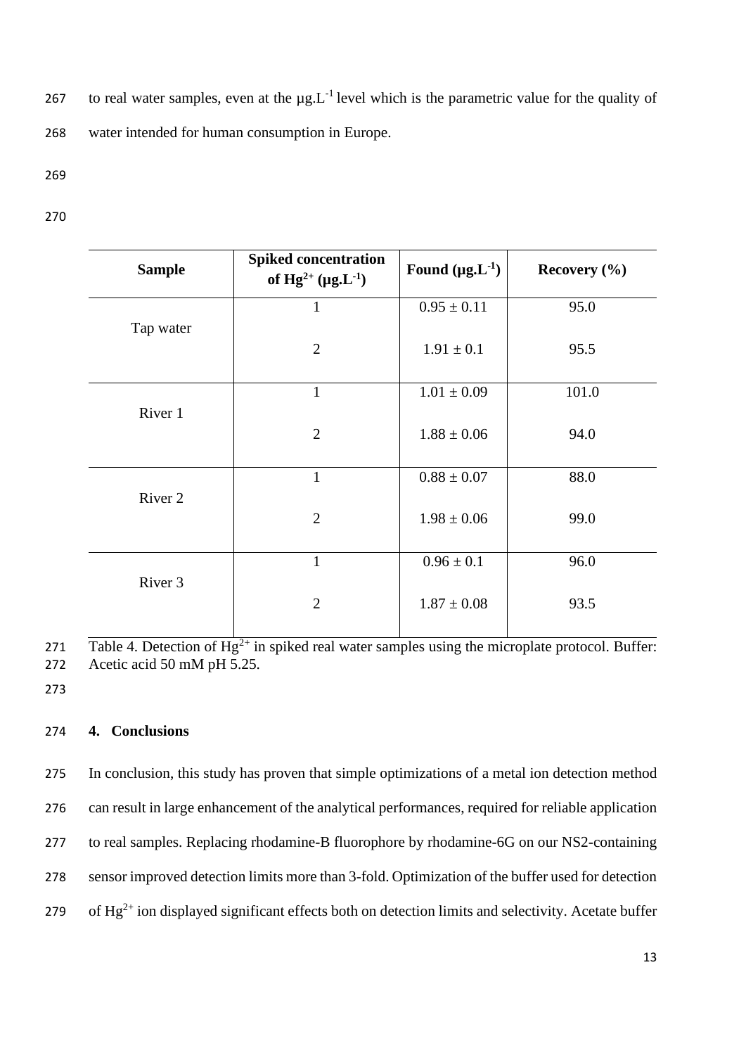to real water samples, even at the $\mu g.L^{-1}$ level which is the parametric value for the quality of water intended for human consumption in Europe.

| Sample | Spiked concentration of $Hg^{2+}$ ($\mu g.L^{-1}$) | Found ($\mu g.L^{-1}$) | Recovery (%) |
|---|---|---|---|
| Tap water | 1 | $0.95 \pm 0.11$ | 95.0 |
| | 2 | $1.91 \pm 0.1$ | 95.5 |
| River 1 | 1 | $1.01 \pm 0.09$ | 101.0 |
| | 2 | $1.88 \pm 0.06$ | 94.0 |
| River 2 | 1 | $0.88 \pm 0.07$ | 88.0 |
| | 2 | $1.98 \pm 0.06$ | 99.0 |
| River 3 | 1 | $0.96 \pm 0.1$ | 96.0 |
| | 2 | $1.87 \pm 0.08$ | 93.5 |

Table 4. Detection of $Hg^{2+}$ in spiked real water samples using the microplate protocol. Buffer: Acetic acid 50 mM pH 5.25.

## 4. Conclusions

In conclusion, this study has proven that simple optimizations of a metal ion detection method can result in large enhancement of the analytical performances, required for reliable application to real samples. Replacing rhodamine-B fluorophore by rhodamine-6G on our NS2-containing sensor improved detection limits more than 3-fold. Optimization of the buffer used for detection of $Hg^{2+}$ ion displayed significant effects both on detection limits and selectivity. Acetate buffer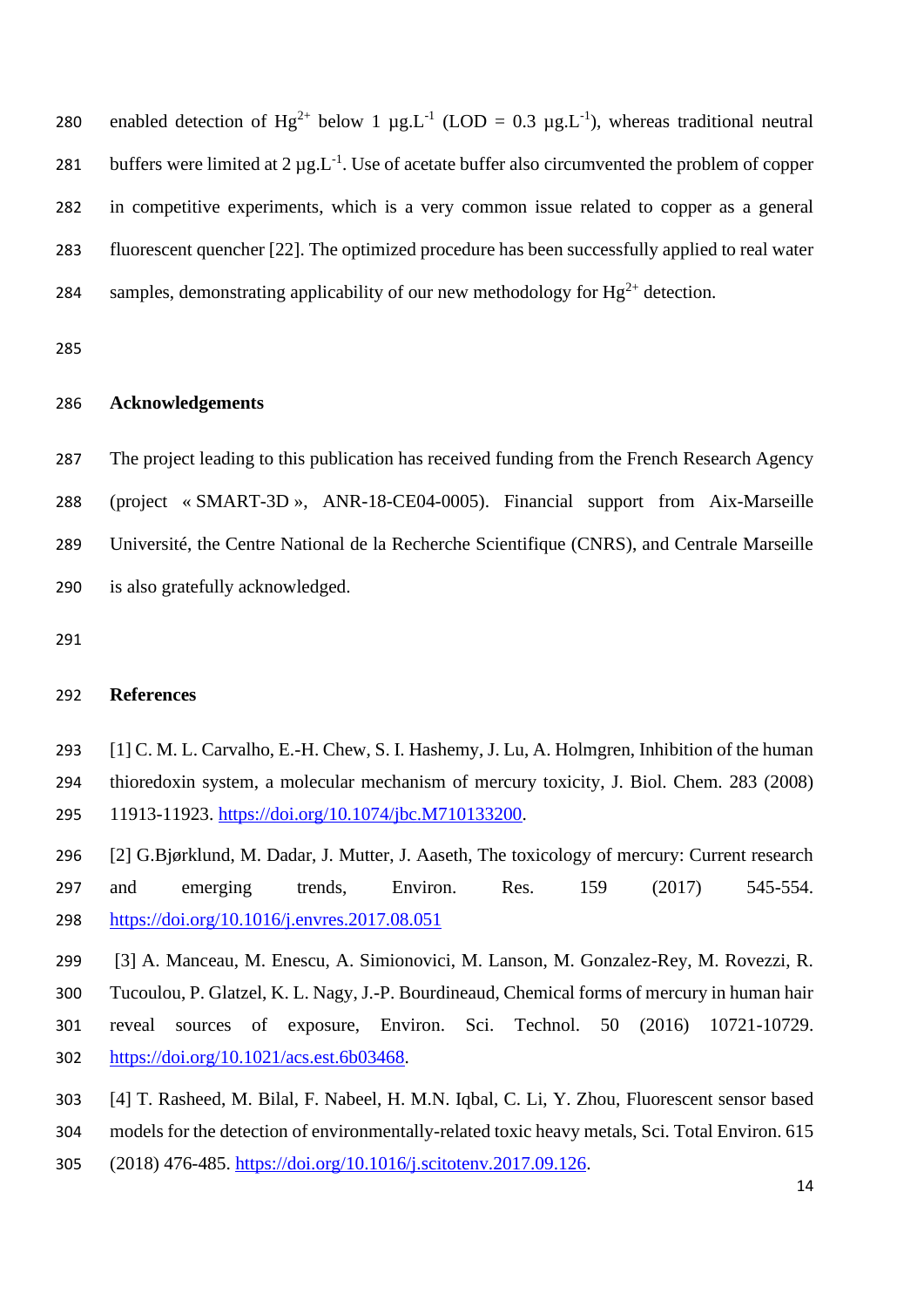enabled detection of $Hg^{2+}$ below 1 µg.L$^{-1}$ (LOD = 0.3 µg.L$^{-1}$), whereas traditional neutral buffers were limited at 2 µg.L$^{-1}$. Use of acetate buffer also circumvented the problem of copper in competitive experiments, which is a very common issue related to copper as a general fluorescent quencher [22]. The optimized procedure has been successfully applied to real water samples, demonstrating applicability of our new methodology for $Hg^{2+}$ detection.

## Acknowledgements

The project leading to this publication has received funding from the French Research Agency (project « SMART-3D », ANR-18-CE04-0005). Financial support from Aix-Marseille Université, the Centre National de la Recherche Scientifique (CNRS), and Centrale Marseille is also gratefully acknowledged.

## References

[1] C. M. L. Carvalho, E.-H. Chew, S. I. Hashemy, J. Lu, A. Holmgren, Inhibition of the human thioredoxin system, a molecular mechanism of mercury toxicity, J. Biol. Chem. 283 (2008) 11913-11923. https://doi.org/10.1074/jbc.M710133200.

[2] G.Bjørklund, M. Dadar, J. Mutter, J. Aaseth, The toxicology of mercury: Current research and emerging trends, Environ. Res. 159 (2017) 545-554. https://doi.org/10.1016/j.envres.2017.08.051

[3] A. Manceau, M. Enescu, A. Simionovici, M. Lanson, M. Gonzalez-Rey, M. Rovezzi, R. Tucoulou, P. Glatzel, K. L. Nagy, J.-P. Bourdineaud, Chemical forms of mercury in human hair reveal sources of exposure, Environ. Sci. Technol. 50 (2016) 10721-10729. https://doi.org/10.1021/acs.est.6b03468.

[4] T. Rasheed, M. Bilal, F. Nabeel, H. M.N. Iqbal, C. Li, Y. Zhou, Fluorescent sensor based models for the detection of environmentally-related toxic heavy metals, Sci. Total Environ. 615 (2018) 476-485. https://doi.org/10.1016/j.scitotenv.2017.09.126.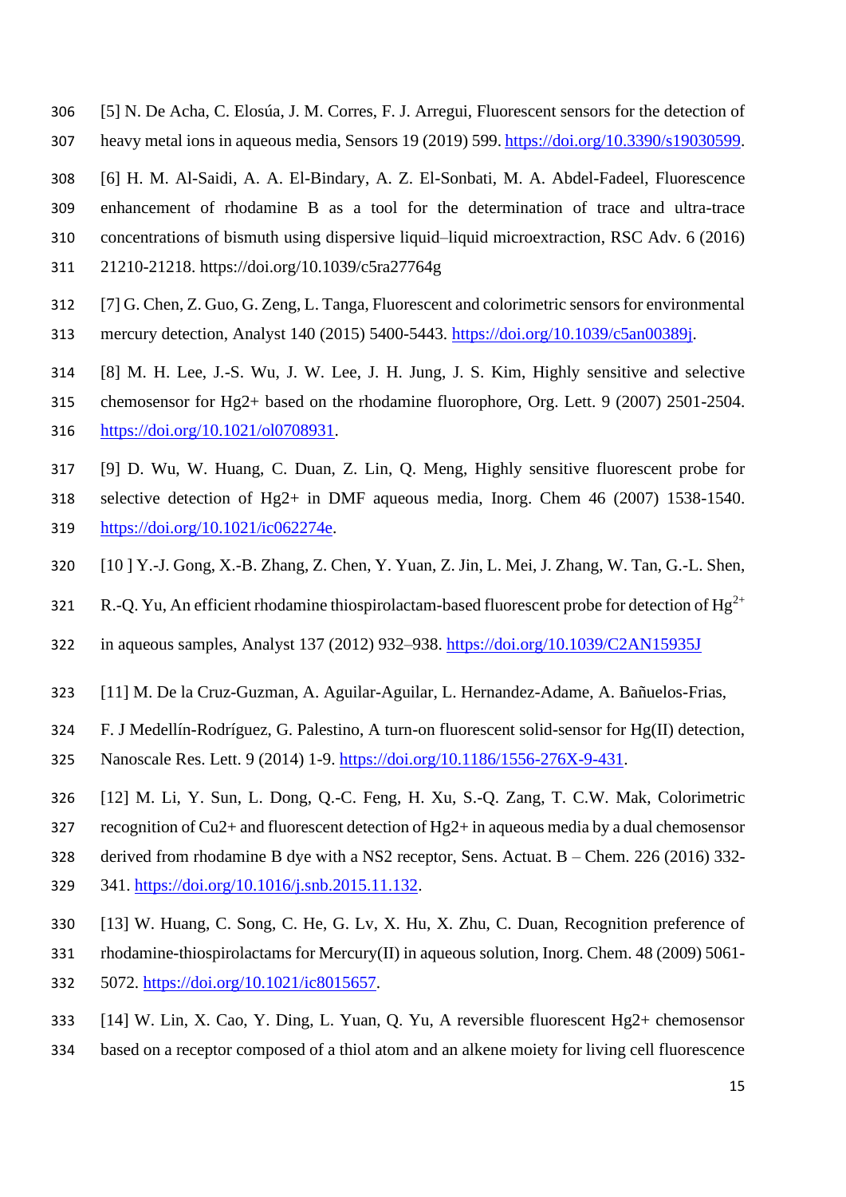[5] N. De Acha, C. Elosúa, J. M. Corres, F. J. Arregui, Fluorescent sensors for the detection of heavy metal ions in aqueous media, Sensors 19 (2019) 599. https://doi.org/10.3390/s19030599.

[6] H. M. Al-Saidi, A. A. El-Bindary, A. Z. El-Sonbati, M. A. Abdel-Fadeel, Fluorescence enhancement of rhodamine B as a tool for the determination of trace and ultra-trace concentrations of bismuth using dispersive liquid–liquid microextraction, RSC Adv. 6 (2016) 21210-21218. https://doi.org/10.1039/c5ra27764g

[7] G. Chen, Z. Guo, G. Zeng, L. Tanga, Fluorescent and colorimetric sensors for environmental mercury detection, Analyst 140 (2015) 5400-5443. https://doi.org/10.1039/c5an00389j.

[8] M. H. Lee, J.-S. Wu, J. W. Lee, J. H. Jung, J. S. Kim, Highly sensitive and selective chemosensor for Hg2+ based on the rhodamine fluorophore, Org. Lett. 9 (2007) 2501-2504. https://doi.org/10.1021/ol0708931.

[9] D. Wu, W. Huang, C. Duan, Z. Lin, Q. Meng, Highly sensitive fluorescent probe for selective detection of Hg2+ in DMF aqueous media, Inorg. Chem 46 (2007) 1538-1540. https://doi.org/10.1021/ic062274e.

[10 ] Y.-J. Gong, X.-B. Zhang, Z. Chen, Y. Yuan, Z. Jin, L. Mei, J. Zhang, W. Tan, G.-L. Shen, R.-Q. Yu, An efficient rhodamine thiospirolactam-based fluorescent probe for detection of $Hg^{2+}$ in aqueous samples, Analyst 137 (2012) 932–938. https://doi.org/10.1039/C2AN15935J

[11] M. De la Cruz-Guzman, A. Aguilar-Aguilar, L. Hernandez-Adame, A. Bañuelos-Frias, F. J Medellín-Rodríguez, G. Palestino, A turn-on fluorescent solid-sensor for Hg(II) detection, Nanoscale Res. Lett. 9 (2014) 1-9. https://doi.org/10.1186/1556-276X-9-431.

[12] M. Li, Y. Sun, L. Dong, Q.-C. Feng, H. Xu, S.-Q. Zang, T. C.W. Mak, Colorimetric recognition of Cu2+ and fluorescent detection of Hg2+ in aqueous media by a dual chemosensor derived from rhodamine B dye with a NS2 receptor, Sens. Actuat. B – Chem. 226 (2016) 332-341. https://doi.org/10.1016/j.snb.2015.11.132.

[13] W. Huang, C. Song, C. He, G. Lv, X. Hu, X. Zhu, C. Duan, Recognition preference of rhodamine-thiospirolactams for Mercury(II) in aqueous solution, Inorg. Chem. 48 (2009) 5061-5072. https://doi.org/10.1021/ic8015657.

[14] W. Lin, X. Cao, Y. Ding, L. Yuan, Q. Yu, A reversible fluorescent Hg2+ chemosensor based on a receptor composed of a thiol atom and an alkene moiety for living cell fluorescence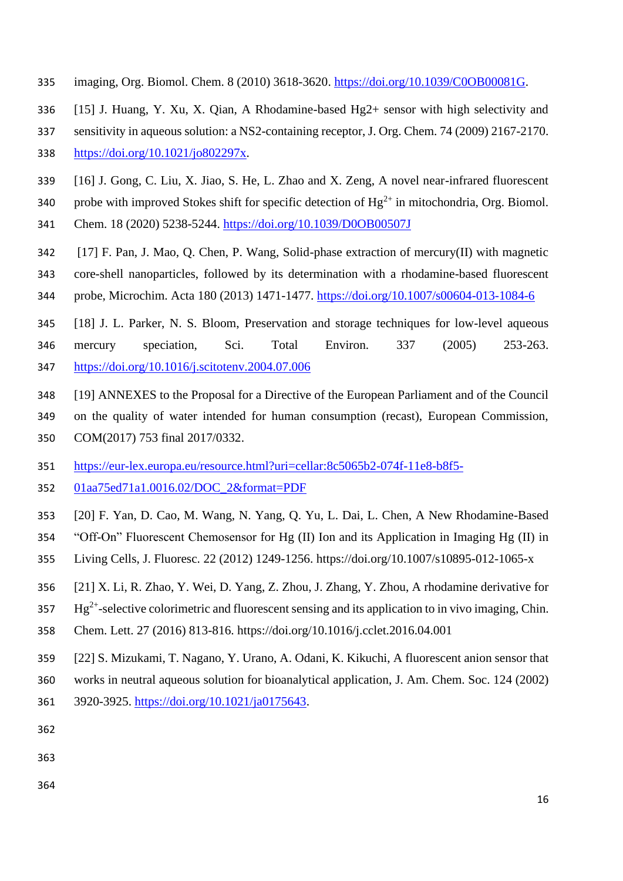imaging, Org. Biomol. Chem. 8 (2010) 3618-3620. https://doi.org/10.1039/C0OB00081G.

[15] J. Huang, Y. Xu, X. Qian, A Rhodamine-based Hg2+ sensor with high selectivity and sensitivity in aqueous solution: a NS2-containing receptor, J. Org. Chem. 74 (2009) 2167-2170. https://doi.org/10.1021/jo802297x.

[16] J. Gong, C. Liu, X. Jiao, S. He, L. Zhao and X. Zeng, A novel near-infrared fluorescent probe with improved Stokes shift for specific detection of $Hg^{2+}$ in mitochondria, Org. Biomol. Chem. 18 (2020) 5238-5244. https://doi.org/10.1039/D0OB00507J

[17] F. Pan, J. Mao, Q. Chen, P. Wang, Solid-phase extraction of mercury(II) with magnetic core-shell nanoparticles, followed by its determination with a rhodamine-based fluorescent probe, Microchim. Acta 180 (2013) 1471-1477. https://doi.org/10.1007/s00604-013-1084-6

[18] J. L. Parker, N. S. Bloom, Preservation and storage techniques for low-level aqueous mercury speciation, Sci. Total Environ. 337 (2005) 253-263. https://doi.org/10.1016/j.scitotenv.2004.07.006

[19] ANNEXES to the Proposal for a Directive of the European Parliament and of the Council on the quality of water intended for human consumption (recast), European Commission, COM(2017) 753 final 2017/0332.

https://eur-lex.europa.eu/resource.html?uri=cellar:8c5065b2-074f-11e8-b8f5-01aa75ed71a1.0016.02/DOC_2&format=PDF

[20] F. Yan, D. Cao, M. Wang, N. Yang, Q. Yu, L. Dai, L. Chen, A New Rhodamine-Based "Off-On" Fluorescent Chemosensor for Hg (II) Ion and its Application in Imaging Hg (II) in Living Cells, J. Fluoresc. 22 (2012) 1249-1256. https://doi.org/10.1007/s10895-012-1065-x

[21] X. Li, R. Zhao, Y. Wei, D. Yang, Z. Zhou, J. Zhang, Y. Zhou, A rhodamine derivative for $Hg^{2+}$-selective colorimetric and fluorescent sensing and its application to in vivo imaging, Chin. Chem. Lett. 27 (2016) 813-816. https://doi.org/10.1016/j.cclet.2016.04.001

[22] S. Mizukami, T. Nagano, Y. Urano, A. Odani, K. Kikuchi, A fluorescent anion sensor that works in neutral aqueous solution for bioanalytical application, J. Am. Chem. Soc. 124 (2002) 3920-3925. https://doi.org/10.1021/ja0175643.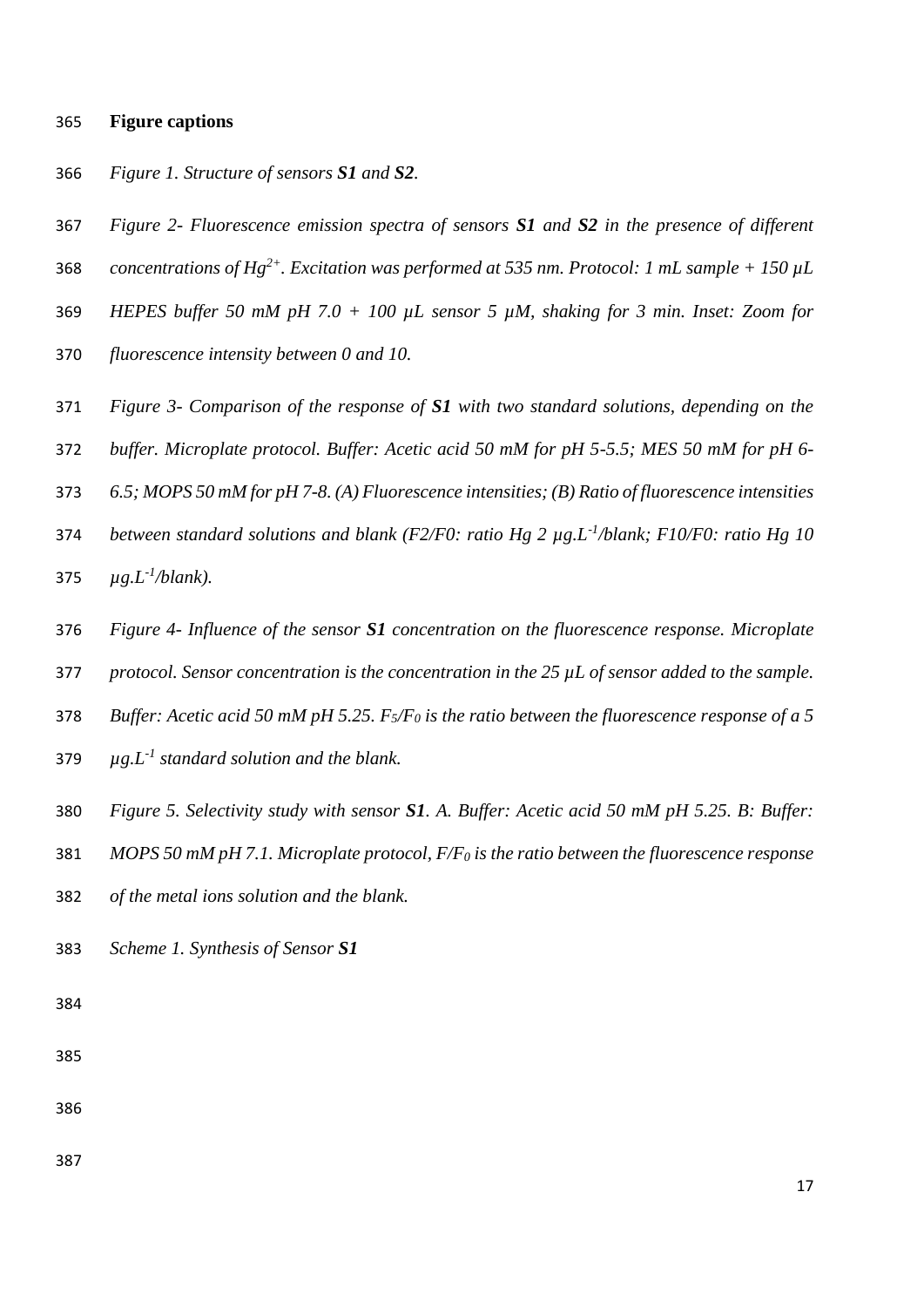**Figure captions**

*Figure 1. Structure of sensors **S1** and **S2**.*

*Figure 2- Fluorescence emission spectra of sensors **S1** and **S2** in the presence of different concentrations of $Hg^{2+}$. Excitation was performed at 535 nm. Protocol: 1 mL sample + 150 µL HEPES buffer 50 mM pH 7.0 + 100 µL sensor 5 µM, shaking for 3 min. Inset: Zoom for fluorescence intensity between 0 and 10.*

*Figure 3- Comparison of the response of **S1** with two standard solutions, depending on the buffer. Microplate protocol. Buffer: Acetic acid 50 mM for pH 5-5.5; MES 50 mM for pH 6-6.5; MOPS 50 mM for pH 7-8. (A) Fluorescence intensities; (B) Ratio of fluorescence intensities between standard solutions and blank (F2/F0: ratio Hg 2 µg.$L^{-1}$/blank; F10/F0: ratio Hg 10 µg.$L^{-1}$/blank).*

*Figure 4- Influence of the sensor **S1** concentration on the fluorescence response. Microplate protocol. Sensor concentration is the concentration in the 25 µL of sensor added to the sample. Buffer: Acetic acid 50 mM pH 5.25. $F_5/F_0$ is the ratio between the fluorescence response of a 5 µg.$L^{-1}$ standard solution and the blank.*

*Figure 5. Selectivity study with sensor **S1**. A. Buffer: Acetic acid 50 mM pH 5.25. B: Buffer: MOPS 50 mM pH 7.1. Microplate protocol, $F/F_0$ is the ratio between the fluorescence response of the metal ions solution and the blank.*

*Scheme 1. Synthesis of Sensor **S1***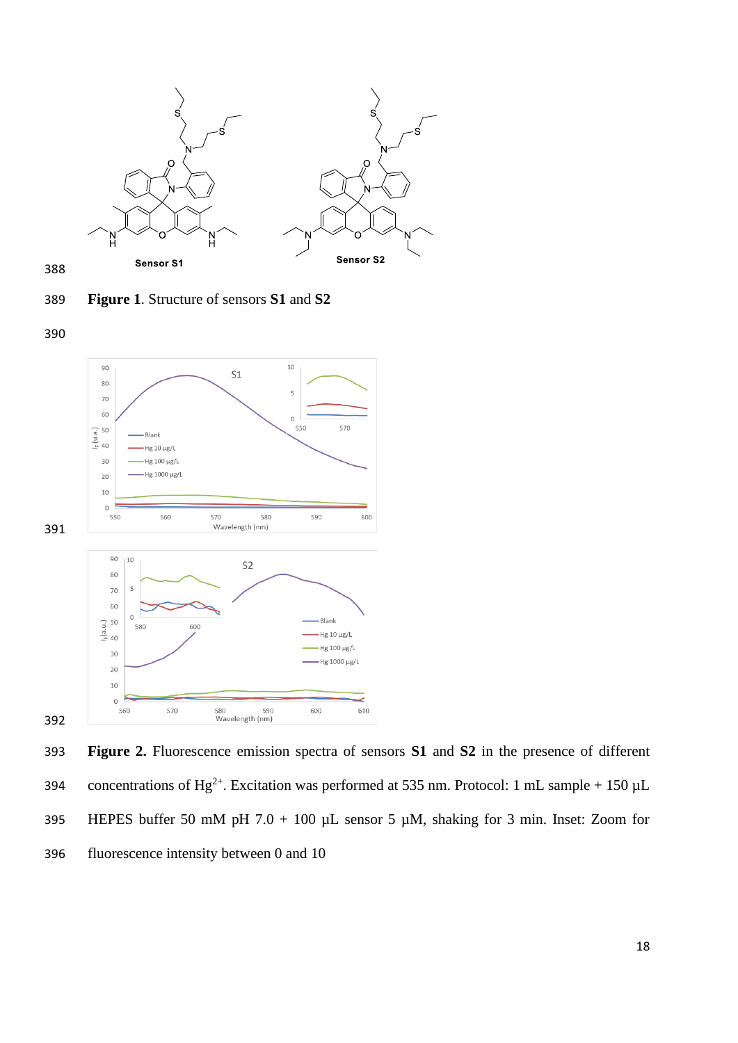**Figure 1**. Structure of sensors **S1** and **S2**

**Figure 2.** Fluorescence emission spectra of sensors **S1** and **S2** in the presence of different concentrations of $Hg^{2+}$. Excitation was performed at 535 nm. Protocol: 1 mL sample + 150 µL HEPES buffer 50 mM pH 7.0 + 100 µL sensor 5 µM, shaking for 3 min. Inset: Zoom for fluorescence intensity between 0 and 10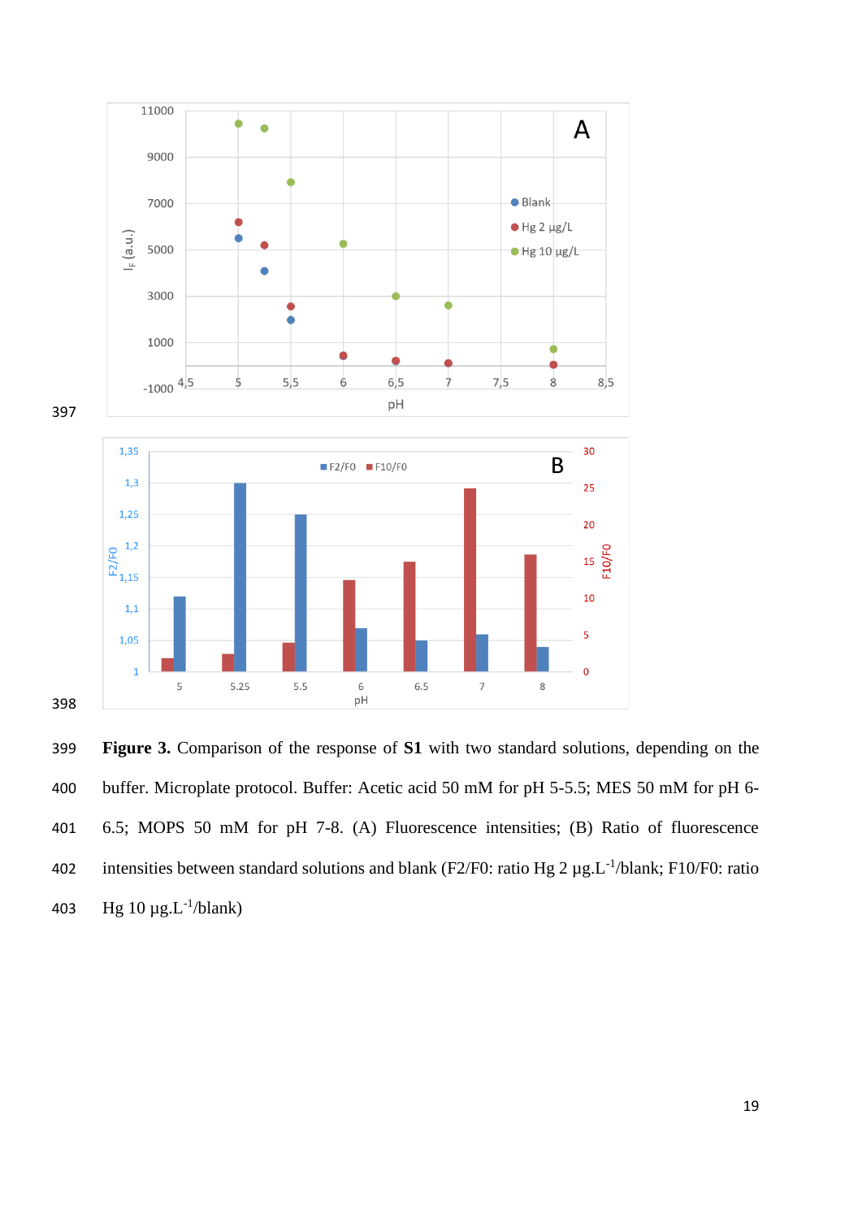**Figure 3.** Comparison of the response of **S1** with two standard solutions, depending on the buffer. Microplate protocol. Buffer: Acetic acid 50 mM for pH 5-5.5; MES 50 mM for pH 6-6.5; MOPS 50 mM for pH 7-8. (A) Fluorescence intensities; (B) Ratio of fluorescence intensities between standard solutions and blank (F2/F0: ratio Hg 2 µg.L$^{-1}$/blank; F10/F0: ratio Hg 10 µg.L$^{-1}$/blank)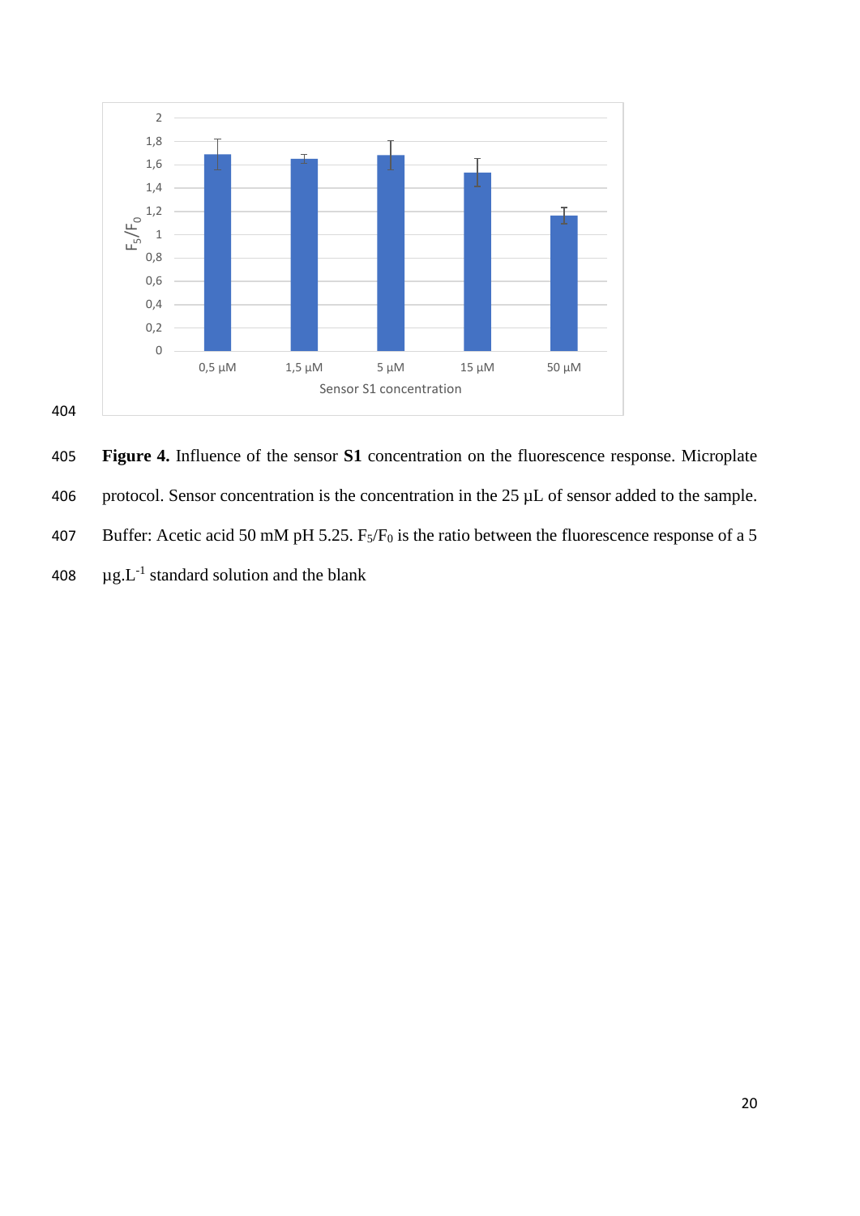**Figure 4.** Influence of the sensor **S1** concentration on the fluorescence response. Microplate protocol. Sensor concentration is the concentration in the 25 µL of sensor added to the sample. Buffer: Acetic acid 50 mM pH 5.25. $F_5/F_0$ is the ratio between the fluorescence response of a 5 $\mu g.L^{-1}$ standard solution and the blank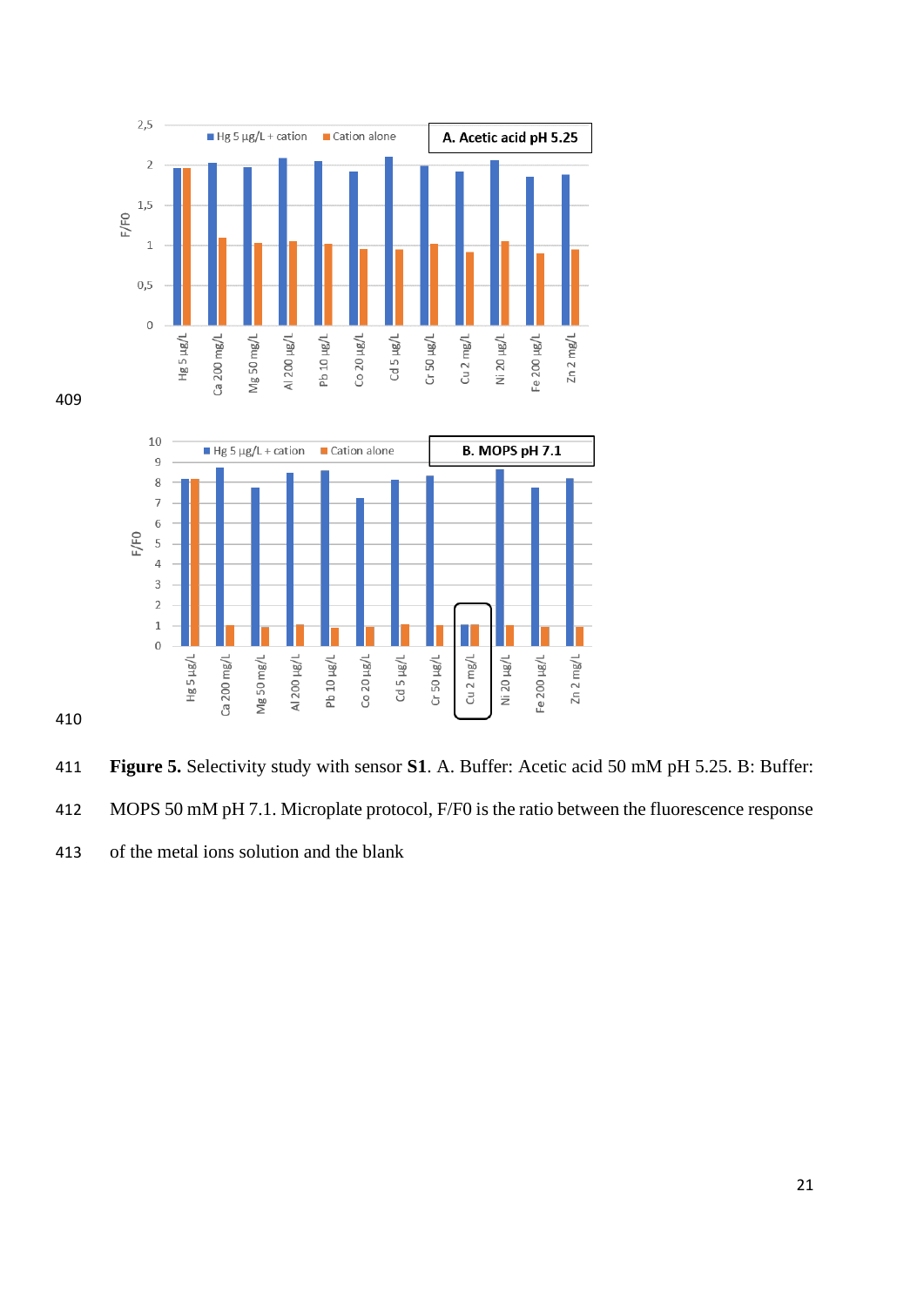**Figure 5.** Selectivity study with sensor **S1**. A. Buffer: Acetic acid 50 mM pH 5.25. B: Buffer: MOPS 50 mM pH 7.1. Microplate protocol, F/F0 is the ratio between the fluorescence response of the metal ions solution and the blank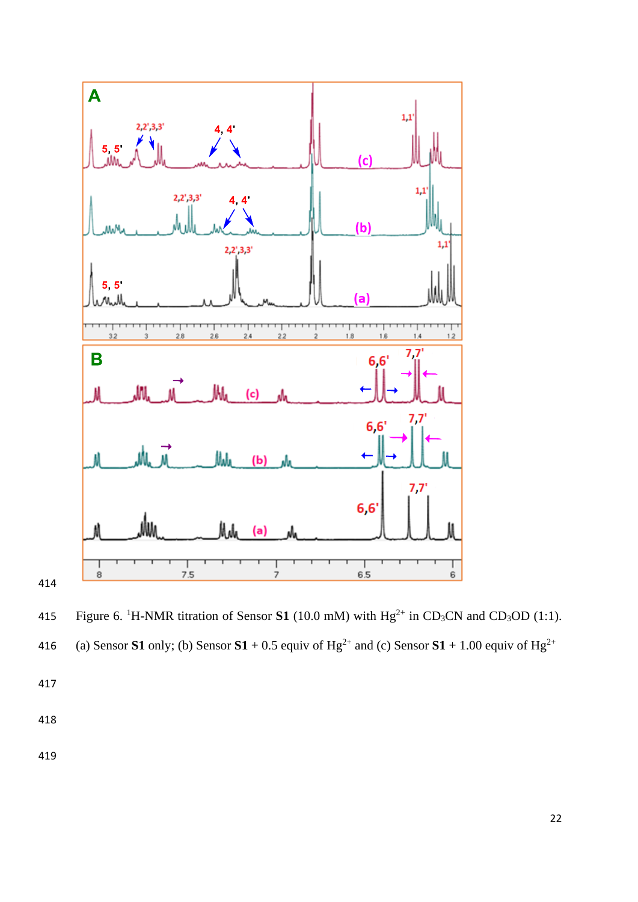Figure 6. [1]H-NMR titration of Sensor **S1** (10.0 mM) with $Hg^{2+}$ in $CD_3CN$ and $CD_3OD$ (1:1). (a) Sensor **S1** only; (b) Sensor **S1** + 0.5 equiv of $Hg^{2+}$ and (c) Sensor **S1** + 1.00 equiv of $Hg^{2+}$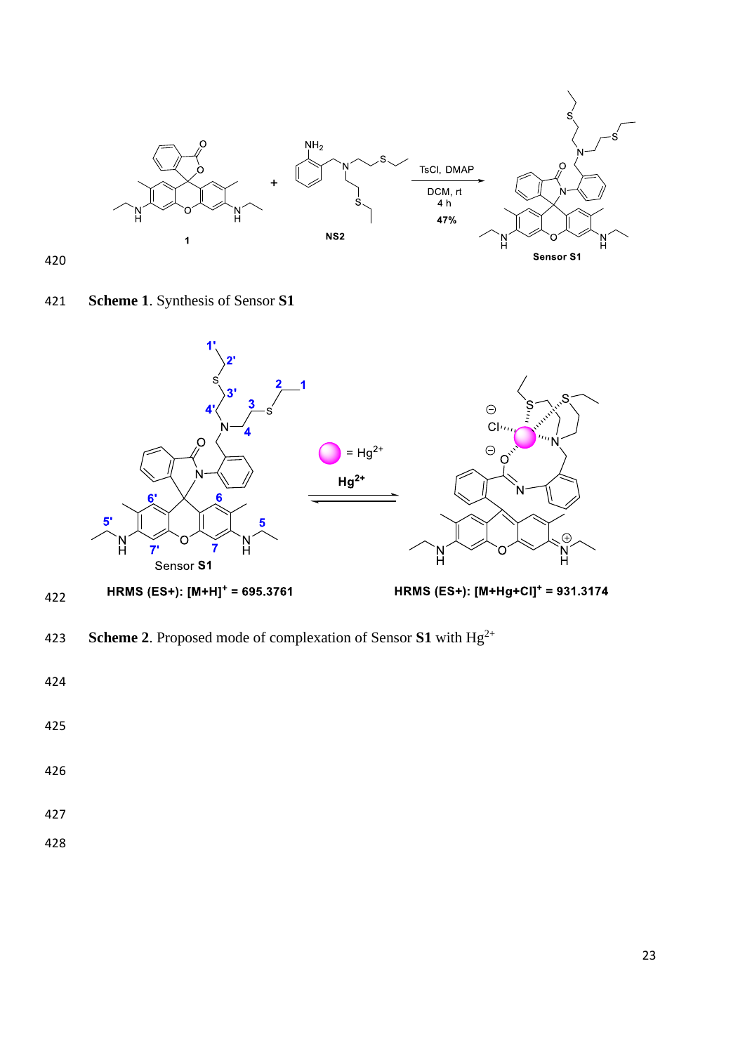Scheme 1. Synthesis of Sensor **S1**

**Scheme 2**. Proposed mode of complexation of Sensor **S1** with $Hg^{2+}$